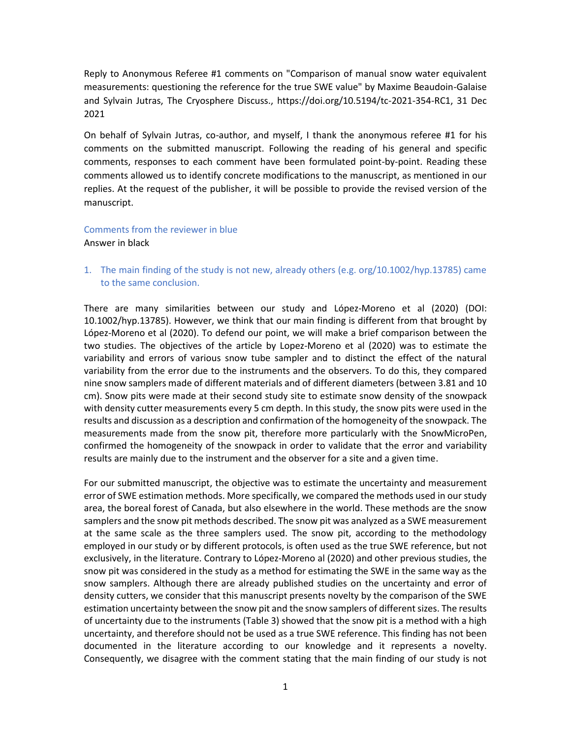Reply to Anonymous Referee #1 comments on "Comparison of manual snow water equivalent measurements: questioning the reference for the true SWE value" by Maxime Beaudoin-Galaise and Sylvain Jutras, The Cryosphere Discuss., https://doi.org/10.5194/tc-2021-354-RC1, 31 Dec 2021

On behalf of Sylvain Jutras, co-author, and myself, I thank the anonymous referee #1 for his comments on the submitted manuscript. Following the reading of his general and specific comments, responses to each comment have been formulated point-by-point. Reading these comments allowed us to identify concrete modifications to the manuscript, as mentioned in our replies. At the request of the publisher, it will be possible to provide the revised version of the manuscript.

Comments from the reviewer in blue
Answer in black

1. The main finding of the study is not new, already others (e.g. org/10.1002/hyp.13785) came to the same conclusion.

There are many similarities between our study and López-Moreno et al (2020) (DOI: 10.1002/hyp.13785). However, we think that our main finding is different from that brought by López-Moreno et al (2020). To defend our point, we will make a brief comparison between the two studies. The objectives of the article by Lopez-Moreno et al (2020) was to estimate the variability and errors of various snow tube sampler and to distinct the effect of the natural variability from the error due to the instruments and the observers. To do this, they compared nine snow samplers made of different materials and of different diameters (between 3.81 and 10 cm). Snow pits were made at their second study site to estimate snow density of the snowpack with density cutter measurements every 5 cm depth. In this study, the snow pits were used in the results and discussion as a description and confirmation of the homogeneity of the snowpack. The measurements made from the snow pit, therefore more particularly with the SnowMicroPen, confirmed the homogeneity of the snowpack in order to validate that the error and variability results are mainly due to the instrument and the observer for a site and a given time.

For our submitted manuscript, the objective was to estimate the uncertainty and measurement error of SWE estimation methods. More specifically, we compared the methods used in our study area, the boreal forest of Canada, but also elsewhere in the world. These methods are the snow samplers and the snow pit methods described. The snow pit was analyzed as a SWE measurement at the same scale as the three samplers used. The snow pit, according to the methodology employed in our study or by different protocols, is often used as the true SWE reference, but not exclusively, in the literature. Contrary to López-Moreno al (2020) and other previous studies, the snow pit was considered in the study as a method for estimating the SWE in the same way as the snow samplers. Although there are already published studies on the uncertainty and error of density cutters, we consider that this manuscript presents novelty by the comparison of the SWE estimation uncertainty between the snow pit and the snow samplers of different sizes. The results of uncertainty due to the instruments (Table 3) showed that the snow pit is a method with a high uncertainty, and therefore should not be used as a true SWE reference. This finding has not been documented in the literature according to our knowledge and it represents a novelty. Consequently, we disagree with the comment stating that the main finding of our study is not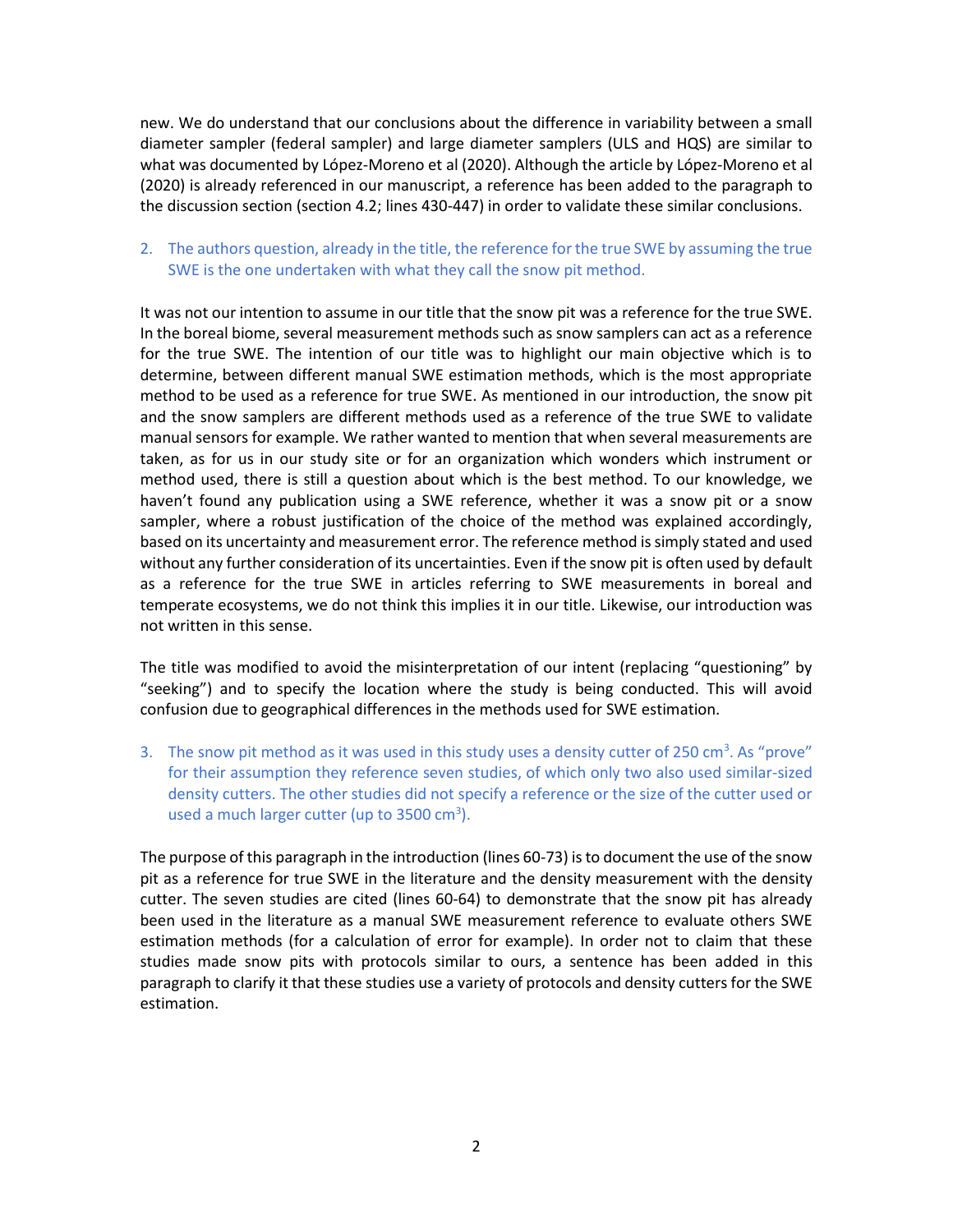new. We do understand that our conclusions about the difference in variability between a small diameter sampler (federal sampler) and large diameter samplers (ULS and HQS) are similar to what was documented by López-Moreno et al (2020). Although the article by López-Moreno et al (2020) is already referenced in our manuscript, a reference has been added to the paragraph to the discussion section (section 4.2; lines 430-447) in order to validate these similar conclusions.

2. The authors question, already in the title, the reference for the true SWE by assuming the true SWE is the one undertaken with what they call the snow pit method.

It was not our intention to assume in our title that the snow pit was a reference for the true SWE. In the boreal biome, several measurement methods such as snow samplers can act as a reference for the true SWE. The intention of our title was to highlight our main objective which is to determine, between different manual SWE estimation methods, which is the most appropriate method to be used as a reference for true SWE. As mentioned in our introduction, the snow pit and the snow samplers are different methods used as a reference of the true SWE to validate manual sensors for example. We rather wanted to mention that when several measurements are taken, as for us in our study site or for an organization which wonders which instrument or method used, there is still a question about which is the best method. To our knowledge, we haven't found any publication using a SWE reference, whether it was a snow pit or a snow sampler, where a robust justification of the choice of the method was explained accordingly, based on its uncertainty and measurement error. The reference method is simply stated and used without any further consideration of its uncertainties. Even if the snow pit is often used by default as a reference for the true SWE in articles referring to SWE measurements in boreal and temperate ecosystems, we do not think this implies it in our title. Likewise, our introduction was not written in this sense.

The title was modified to avoid the misinterpretation of our intent (replacing "questioning" by "seeking") and to specify the location where the study is being conducted. This will avoid confusion due to geographical differences in the methods used for SWE estimation.

3. The snow pit method as it was used in this study uses a density cutter of 250 $cm^3$. As "prove" for their assumption they reference seven studies, of which only two also used similar-sized density cutters. The other studies did not specify a reference or the size of the cutter used or used a much larger cutter (up to 3500 $cm^3$).

The purpose of this paragraph in the introduction (lines 60-73) is to document the use of the snow pit as a reference for true SWE in the literature and the density measurement with the density cutter. The seven studies are cited (lines 60-64) to demonstrate that the snow pit has already been used in the literature as a manual SWE measurement reference to evaluate others SWE estimation methods (for a calculation of error for example). In order not to claim that these studies made snow pits with protocols similar to ours, a sentence has been added in this paragraph to clarify it that these studies use a variety of protocols and density cutters for the SWE estimation.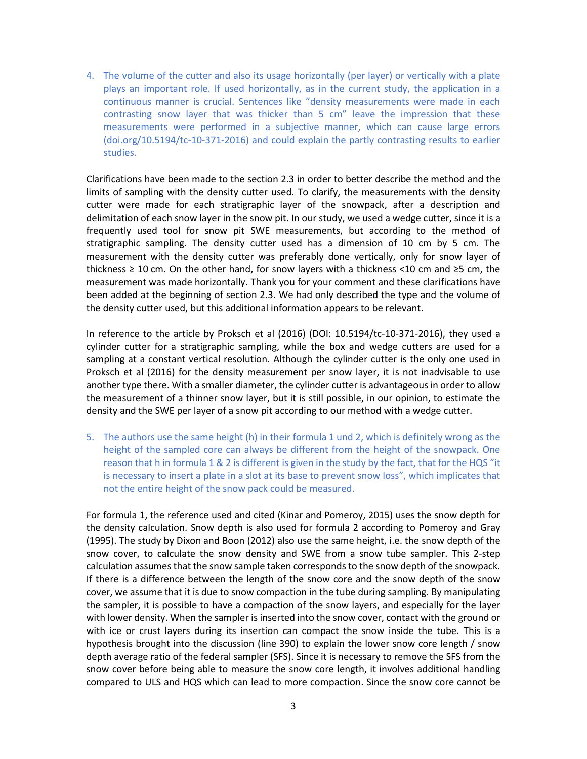4. The volume of the cutter and also its usage horizontally (per layer) or vertically with a plate plays an important role. If used horizontally, as in the current study, the application in a continuous manner is crucial. Sentences like "density measurements were made in each contrasting snow layer that was thicker than 5 cm" leave the impression that these measurements were performed in a subjective manner, which can cause large errors (doi.org/10.5194/tc-10-371-2016) and could explain the partly contrasting results to earlier studies.

Clarifications have been made to the section 2.3 in order to better describe the method and the limits of sampling with the density cutter used. To clarify, the measurements with the density cutter were made for each stratigraphic layer of the snowpack, after a description and delimitation of each snow layer in the snow pit. In our study, we used a wedge cutter, since it is a frequently used tool for snow pit SWE measurements, but according to the method of stratigraphic sampling. The density cutter used has a dimension of 10 cm by 5 cm. The measurement with the density cutter was preferably done vertically, only for snow layer of thickness ≥ 10 cm. On the other hand, for snow layers with a thickness <10 cm and ≥5 cm, the measurement was made horizontally. Thank you for your comment and these clarifications have been added at the beginning of section 2.3. We had only described the type and the volume of the density cutter used, but this additional information appears to be relevant.

In reference to the article by Proksch et al (2016) (DOI: 10.5194/tc-10-371-2016), they used a cylinder cutter for a stratigraphic sampling, while the box and wedge cutters are used for a sampling at a constant vertical resolution. Although the cylinder cutter is the only one used in Proksch et al (2016) for the density measurement per snow layer, it is not inadvisable to use another type there. With a smaller diameter, the cylinder cutter is advantageous in order to allow the measurement of a thinner snow layer, but it is still possible, in our opinion, to estimate the density and the SWE per layer of a snow pit according to our method with a wedge cutter.

5. The authors use the same height (h) in their formula 1 und 2, which is definitely wrong as the height of the sampled core can always be different from the height of the snowpack. One reason that h in formula 1 & 2 is different is given in the study by the fact, that for the HQS "it is necessary to insert a plate in a slot at its base to prevent snow loss", which implicates that not the entire height of the snow pack could be measured.

For formula 1, the reference used and cited (Kinar and Pomeroy, 2015) uses the snow depth for the density calculation. Snow depth is also used for formula 2 according to Pomeroy and Gray (1995). The study by Dixon and Boon (2012) also use the same height, i.e. the snow depth of the snow cover, to calculate the snow density and SWE from a snow tube sampler. This 2-step calculation assumes that the snow sample taken corresponds to the snow depth of the snowpack. If there is a difference between the length of the snow core and the snow depth of the snow cover, we assume that it is due to snow compaction in the tube during sampling. By manipulating the sampler, it is possible to have a compaction of the snow layers, and especially for the layer with lower density. When the sampler is inserted into the snow cover, contact with the ground or with ice or crust layers during its insertion can compact the snow inside the tube. This is a hypothesis brought into the discussion (line 390) to explain the lower snow core length / snow depth average ratio of the federal sampler (SFS). Since it is necessary to remove the SFS from the snow cover before being able to measure the snow core length, it involves additional handling compared to ULS and HQS which can lead to more compaction. Since the snow core cannot be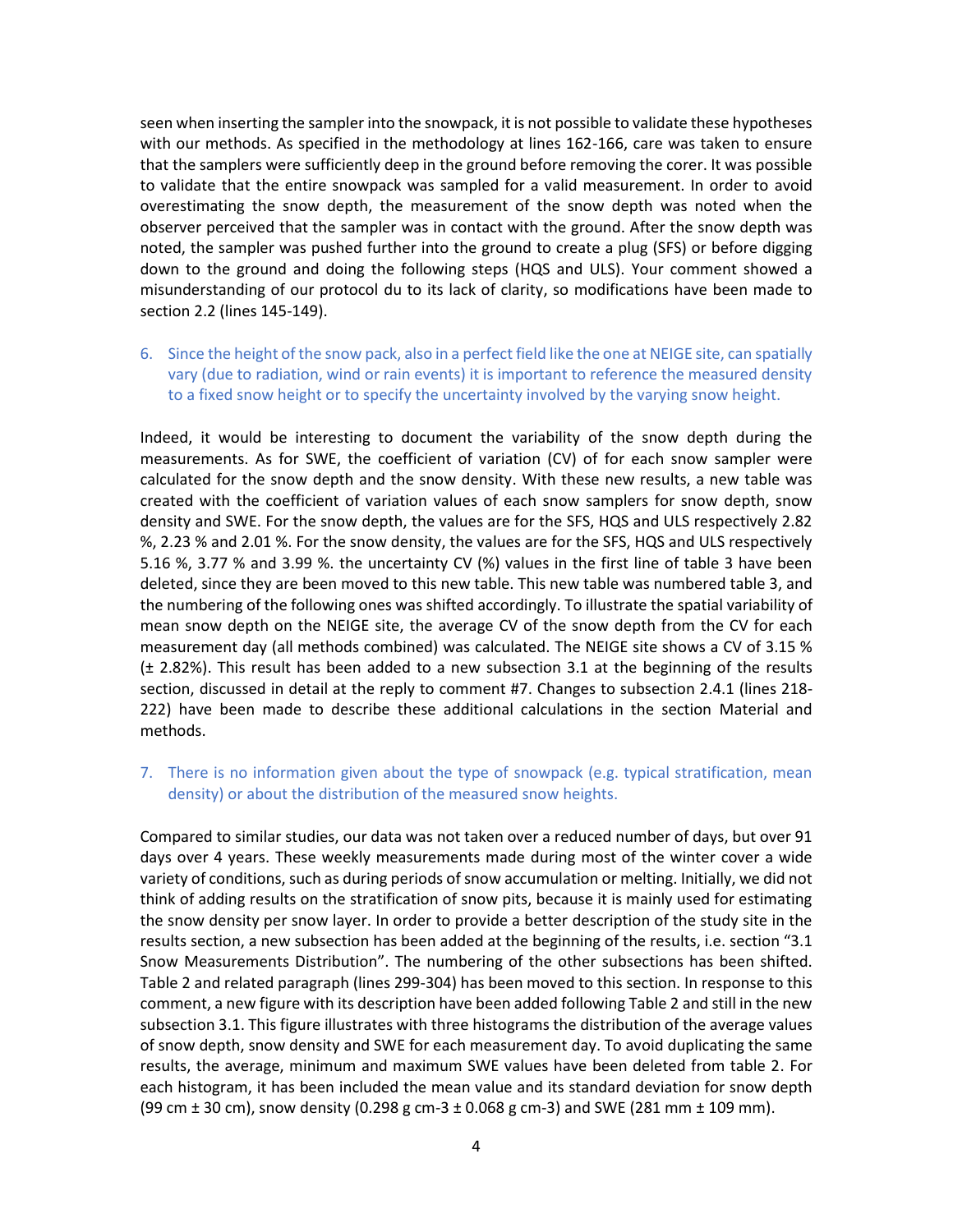seen when inserting the sampler into the snowpack, it is not possible to validate these hypotheses with our methods. As specified in the methodology at lines 162-166, care was taken to ensure that the samplers were sufficiently deep in the ground before removing the corer. It was possible to validate that the entire snowpack was sampled for a valid measurement. In order to avoid overestimating the snow depth, the measurement of the snow depth was noted when the observer perceived that the sampler was in contact with the ground. After the snow depth was noted, the sampler was pushed further into the ground to create a plug (SFS) or before digging down to the ground and doing the following steps (HQS and ULS). Your comment showed a misunderstanding of our protocol du to its lack of clarity, so modifications have been made to section 2.2 (lines 145-149).

6. Since the height of the snow pack, also in a perfect field like the one at NEIGE site, can spatially vary (due to radiation, wind or rain events) it is important to reference the measured density to a fixed snow height or to specify the uncertainty involved by the varying snow height.

Indeed, it would be interesting to document the variability of the snow depth during the measurements. As for SWE, the coefficient of variation (CV) of for each snow sampler were calculated for the snow depth and the snow density. With these new results, a new table was created with the coefficient of variation values of each snow samplers for snow depth, snow density and SWE. For the snow depth, the values are for the SFS, HQS and ULS respectively 2.82 %, 2.23 % and 2.01 %. For the snow density, the values are for the SFS, HQS and ULS respectively 5.16 %, 3.77 % and 3.99 %. the uncertainty CV (%) values in the first line of table 3 have been deleted, since they are been moved to this new table. This new table was numbered table 3, and the numbering of the following ones was shifted accordingly. To illustrate the spatial variability of mean snow depth on the NEIGE site, the average CV of the snow depth from the CV for each measurement day (all methods combined) was calculated. The NEIGE site shows a CV of 3.15 % (± 2.82%). This result has been added to a new subsection 3.1 at the beginning of the results section, discussed in detail at the reply to comment #7. Changes to subsection 2.4.1 (lines 218-222) have been made to describe these additional calculations in the section Material and methods.

7. There is no information given about the type of snowpack (e.g. typical stratification, mean density) or about the distribution of the measured snow heights.

Compared to similar studies, our data was not taken over a reduced number of days, but over 91 days over 4 years. These weekly measurements made during most of the winter cover a wide variety of conditions, such as during periods of snow accumulation or melting. Initially, we did not think of adding results on the stratification of snow pits, because it is mainly used for estimating the snow density per snow layer. In order to provide a better description of the study site in the results section, a new subsection has been added at the beginning of the results, i.e. section "3.1 Snow Measurements Distribution". The numbering of the other subsections has been shifted. Table 2 and related paragraph (lines 299-304) has been moved to this section. In response to this comment, a new figure with its description have been added following Table 2 and still in the new subsection 3.1. This figure illustrates with three histograms the distribution of the average values of snow depth, snow density and SWE for each measurement day. To avoid duplicating the same results, the average, minimum and maximum SWE values have been deleted from table 2. For each histogram, it has been included the mean value and its standard deviation for snow depth (99 cm ± 30 cm), snow density (0.298 g cm-3 ± 0.068 g cm-3) and SWE (281 mm ± 109 mm).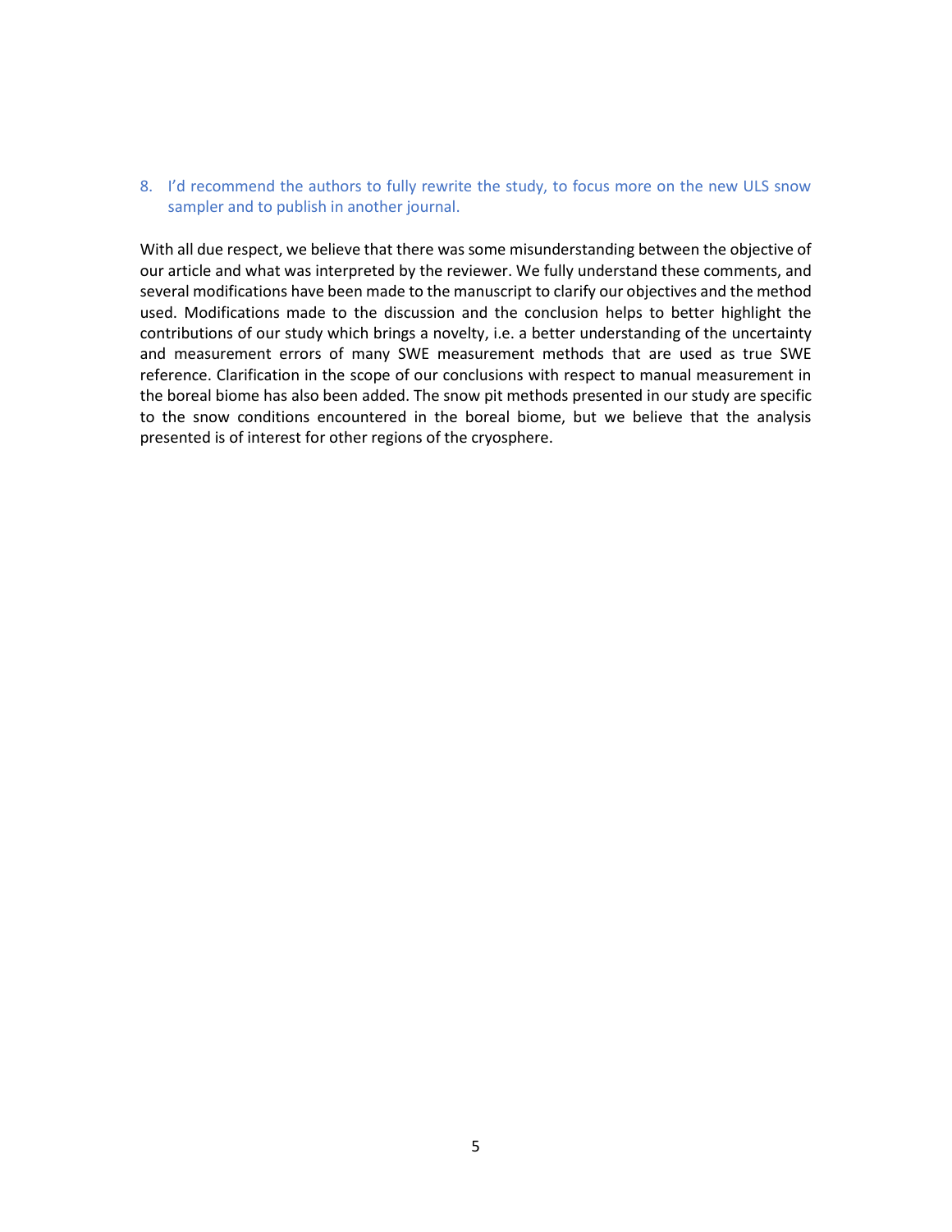8. I'd recommend the authors to fully rewrite the study, to focus more on the new ULS snow sampler and to publish in another journal.

With all due respect, we believe that there was some misunderstanding between the objective of our article and what was interpreted by the reviewer. We fully understand these comments, and several modifications have been made to the manuscript to clarify our objectives and the method used. Modifications made to the discussion and the conclusion helps to better highlight the contributions of our study which brings a novelty, i.e. a better understanding of the uncertainty and measurement errors of many SWE measurement methods that are used as true SWE reference. Clarification in the scope of our conclusions with respect to manual measurement in the boreal biome has also been added. The snow pit methods presented in our study are specific to the snow conditions encountered in the boreal biome, but we believe that the analysis presented is of interest for other regions of the cryosphere.